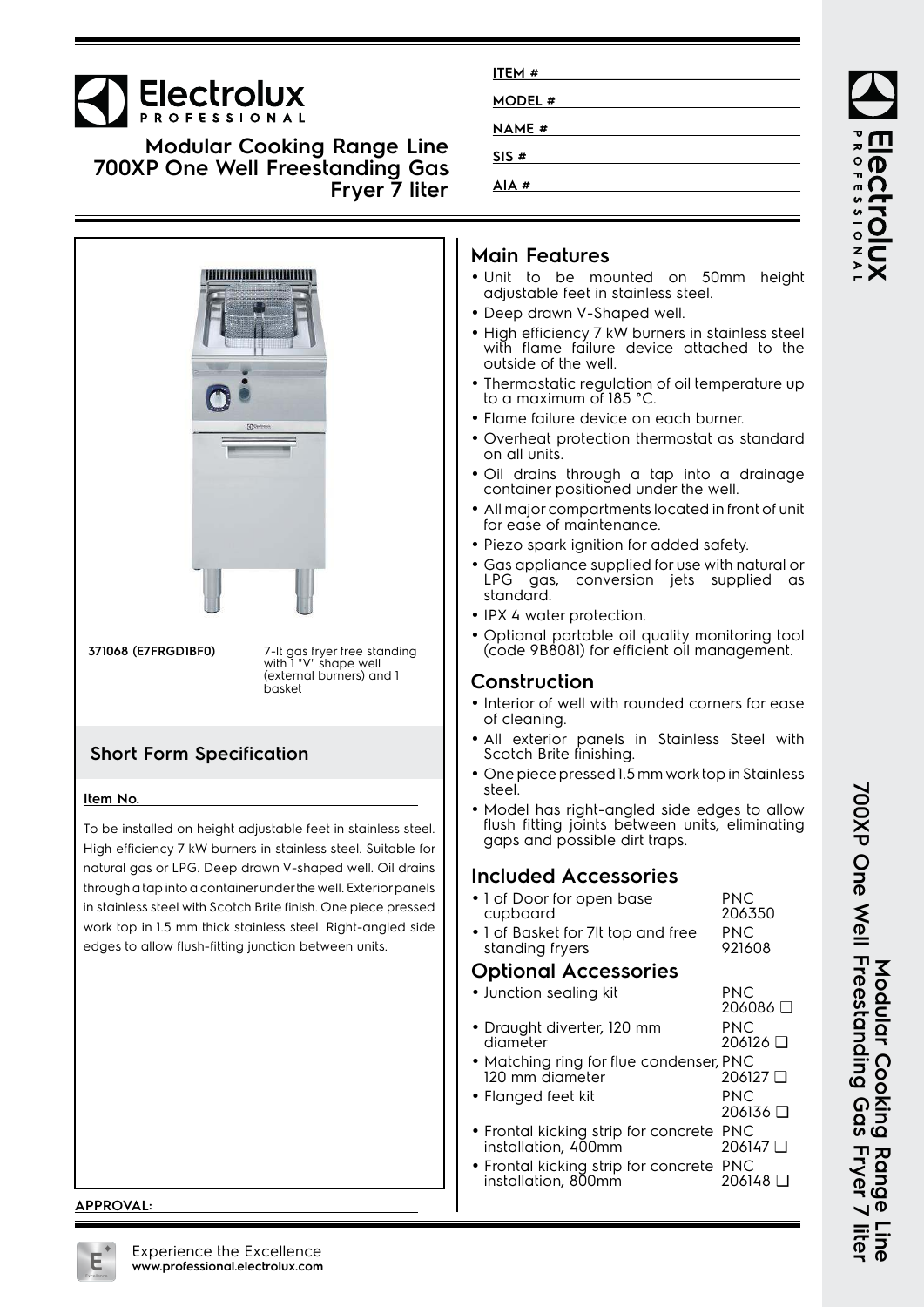# Electrolux PROFESSIONAL

## Modular Cooking Range Line 700XP One Well Freestanding Gas Fryer 7 liter

ITEM #

MODEL #

NAME #

SIS #

AIA #

**371068 (E7FRGD1BF0)** 7-lt gas fryer free standing with 1 "V" shape well (external burners) and 1 basket

## Short Form Specification

**Item No.**

To be installed on height adjustable feet in stainless steel. High efficiency 7 kW burners in stainless steel. Suitable for natural gas or LPG. Deep drawn V-shaped well. Oil drains through a tap into a container under the well. Exterior panels in stainless steel with Scotch Brite finish. One piece pressed work top in 1.5 mm thick stainless steel. Right-angled side edges to allow flush-fitting junction between units.

**APPROVAL:**

## Main Features

- Unit to be mounted on 50mm height adjustable feet in stainless steel.
- Deep drawn V-Shaped well.
- High efficiency 7 kW burners in stainless steel with flame failure device attached to the outside of the well.
- Thermostatic regulation of oil temperature up to a maximum of 185 °C.
- Flame failure device on each burner.
- Overheat protection thermostat as standard on all units.
- Oil drains through a tap into a drainage container positioned under the well.
- All major compartments located in front of unit for ease of maintenance.
- Piezo spark ignition for added safety.
- Gas appliance supplied for use with natural or LPG gas, conversion jets supplied as standard.
- IPX 4 water protection.
- Optional portable oil quality monitoring tool (code 9B8081) for efficient oil management.

## Construction

- Interior of well with rounded corners for ease of cleaning.
- All exterior panels in Stainless Steel with Scotch Brite finishing.
- One piece pressed 1.5 mm work top in Stainless steel.
- Model has right-angled side edges to allow flush fitting joints between units, eliminating gaps and possible dirt traps.

## Included Accessories

- 1 of Door for open base cupboard PNC 206350
- 1 of Basket for 7lt top and free standing fryers PNC 921608

## Optional Accessories

- Junction sealing kit PNC 206086 ❑
- Draught diverter, 120 mm diameter PNC 206126 ❑
- Matching ring for flue condenser, 120 mm diameter PNC 206127 ❑
- Flanged feet kit PNC 206136 ❑
- Frontal kicking strip for concrete installation, 400mm PNC 206147 ❑
- Frontal kicking strip for concrete installation, 800mm PNC 206148 ❑

Experience the Excellence
**www.professional.electrolux.com**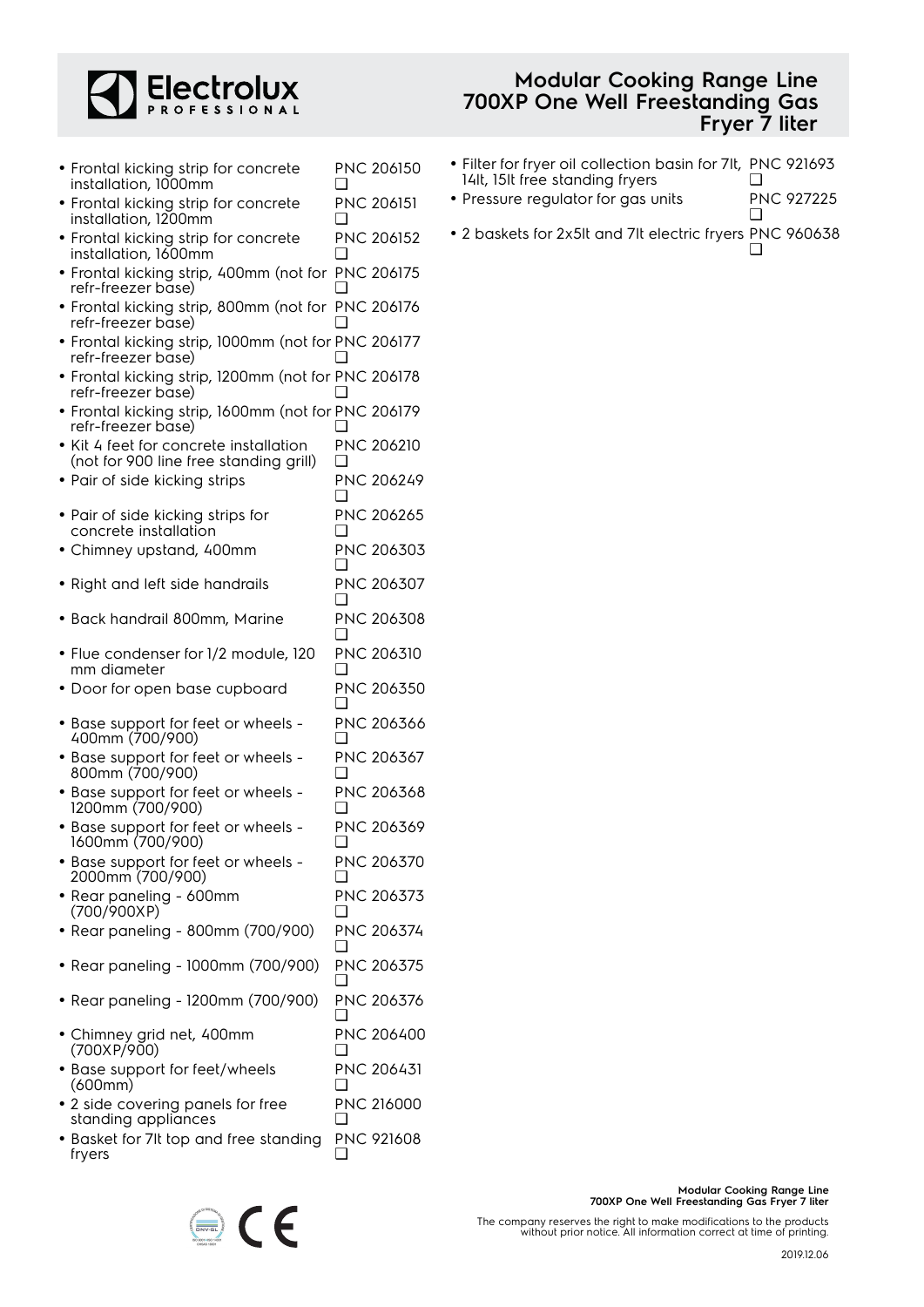- Frontal kicking strip for concrete installation, 1000mm PNC 206150 ❑
- Frontal kicking strip for concrete installation, 1200mm PNC 206151 ❑
- Frontal kicking strip for concrete installation, 1600mm PNC 206152 ❑
- Frontal kicking strip, 400mm (not for refr-freezer base) PNC 206175 ❑
- Frontal kicking strip, 800mm (not for refr-freezer base) PNC 206176 ❑
- Frontal kicking strip, 1000mm (not for refr-freezer base) PNC 206177 ❑
- Frontal kicking strip, 1200mm (not for refr-freezer base) PNC 206178 ❑
- Frontal kicking strip, 1600mm (not for refr-freezer base) PNC 206179 ❑
- Kit 4 feet for concrete installation (not for 900 line free standing grill) PNC 206210 ❑
- Pair of side kicking strips PNC 206249 ❑
- Pair of side kicking strips for concrete installation PNC 206265 ❑
- Chimney upstand, 400mm PNC 206303 ❑
- Right and left side handrails PNC 206307 ❑
- Back handrail 800mm, Marine PNC 206308 ❑
- Flue condenser for 1/2 module, 120 mm diameter PNC 206310 ❑
- Door for open base cupboard PNC 206350 ❑
- Base support for feet or wheels - 400mm (700/900) PNC 206366 ❑
- Base support for feet or wheels - 800mm (700/900) PNC 206367 ❑
- Base support for feet or wheels - 1200mm (700/900) PNC 206368 ❑
- Base support for feet or wheels - 1600mm (700/900) PNC 206369 ❑
- Base support for feet or wheels - 2000mm (700/900) PNC 206370 ❑
- Rear paneling - 600mm (700/900XP) PNC 206373 ❑
- Rear paneling - 800mm (700/900) PNC 206374 ❑
- Rear paneling - 1000mm (700/900) PNC 206375 ❑
- Rear paneling - 1200mm (700/900) PNC 206376 ❑
- Chimney grid net, 400mm (700XP/900) PNC 206400 ❑
- Base support for feet/wheels (600mm) PNC 206431 ❑
- 2 side covering panels for free standing appliances PNC 216000 ❑
- Basket for 7lt top and free standing fryers PNC 921608 ❑
- Filter for fryer oil collection basin for 7lt, 14lt, 15lt free standing fryers PNC 921693 ❑
- Pressure regulator for gas units PNC 927225 ❑
- 2 baskets for 2x5lt and 7lt electric fryers PNC 960638 ❑

The company reserves the right to make modifications to the products without prior notice. All information correct at time of printing.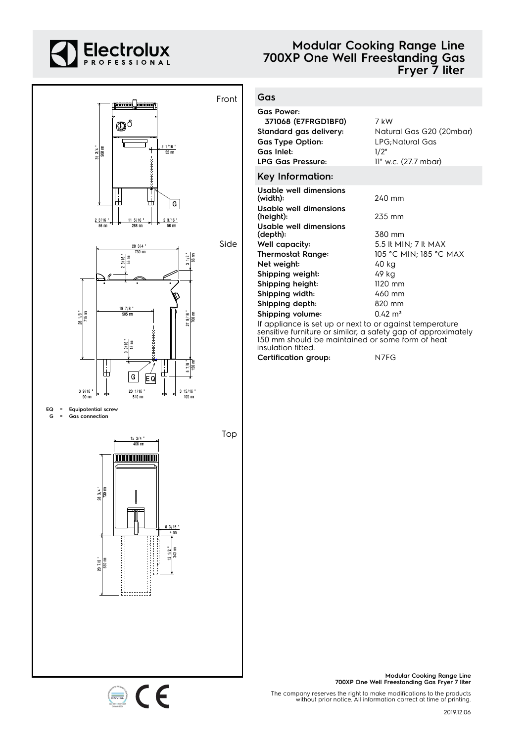# Modular Cooking Range Line 700XP One Well Freestanding Gas Fryer 7 liter

Front

35 3/4"
908 mm

2 1/16"
52 mm

G

2 3/16"
56 mm

11 5/16"
288 mm

2 3/16"
56 mm

Side

28 3/4"
730 mm

2 3/16"
55 mm

3 1/2"
88 mm

28 1/8"
715 mm

19 7/8"
505 mm

27 9/16"
700 mm

0 9/16"
15 mm

5 7/8"
150 mm

G

EQ

3 9/16"
90 mm

20 1/16"
510 mm

3 15/16"
100 mm

EQ = Equipotential screw
G = Gas connection

Top

15 3/4"
400 mm

28 3/4"
730 mm

0 3/16"
4 mm

13 1/2"
343 mm

20 7/8"
530 mm

## Gas

| | |
|---|---|
| **Gas Power:** | |
| **371068 (E7FRGD1BF0)** | 7 kW |
| **Standard gas delivery:** | Natural Gas G20 (20mbar) |
| **Gas Type Option:** | LPG;Natural Gas |
| **Gas Inlet:** | 1/2" |
| **LPG Gas Pressure:** | 11" w.c. (27.7 mbar) |

## Key Information:

| | |
|---|---|
| **Usable well dimensions (width):** | 240 mm |
| **Usable well dimensions (height):** | 235 mm |
| **Usable well dimensions (depth):** | 380 mm |
| **Well capacity:** | 5.5 lt MIN; 7 lt MAX |
| **Thermostat Range:** | 105 °C MIN; 185 °C MAX |
| **Net weight:** | 40 kg |
| **Shipping weight:** | 49 kg |
| **Shipping height:** | 1120 mm |
| **Shipping width:** | 460 mm |
| **Shipping depth:** | 820 mm |
| **Shipping volume:** | 0.42 m³ |

If appliance is set up or next to or against temperature sensitive furniture or similar, a safety gap of approximately 150 mm should be maintained or some form of heat insulation fitted.

**Certification group:** N7FG

The company reserves the right to make modifications to the products without prior notice. All information correct at time of printing.

2019.12.06